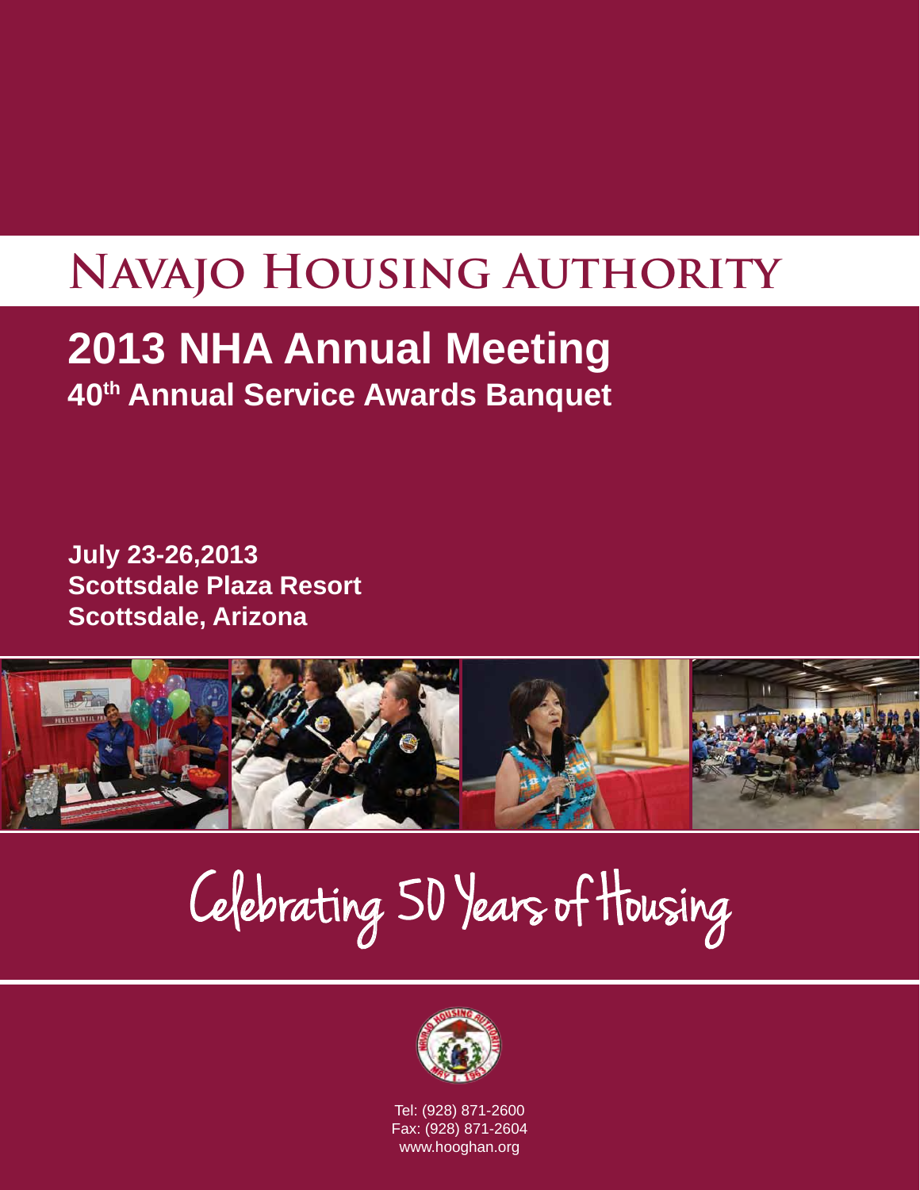# Navajo Housing Authority

## 2013 NHA Annual Meeting

### 40th Annual Service Awards Banquet

**July 23-26,2013**
**Scottsdale Plaza Resort**
**Scottsdale, Arizona**

Celebrating 50 Years of Housing

Tel: (928) 871-2600
Fax: (928) 871-2604
www.hooghan.org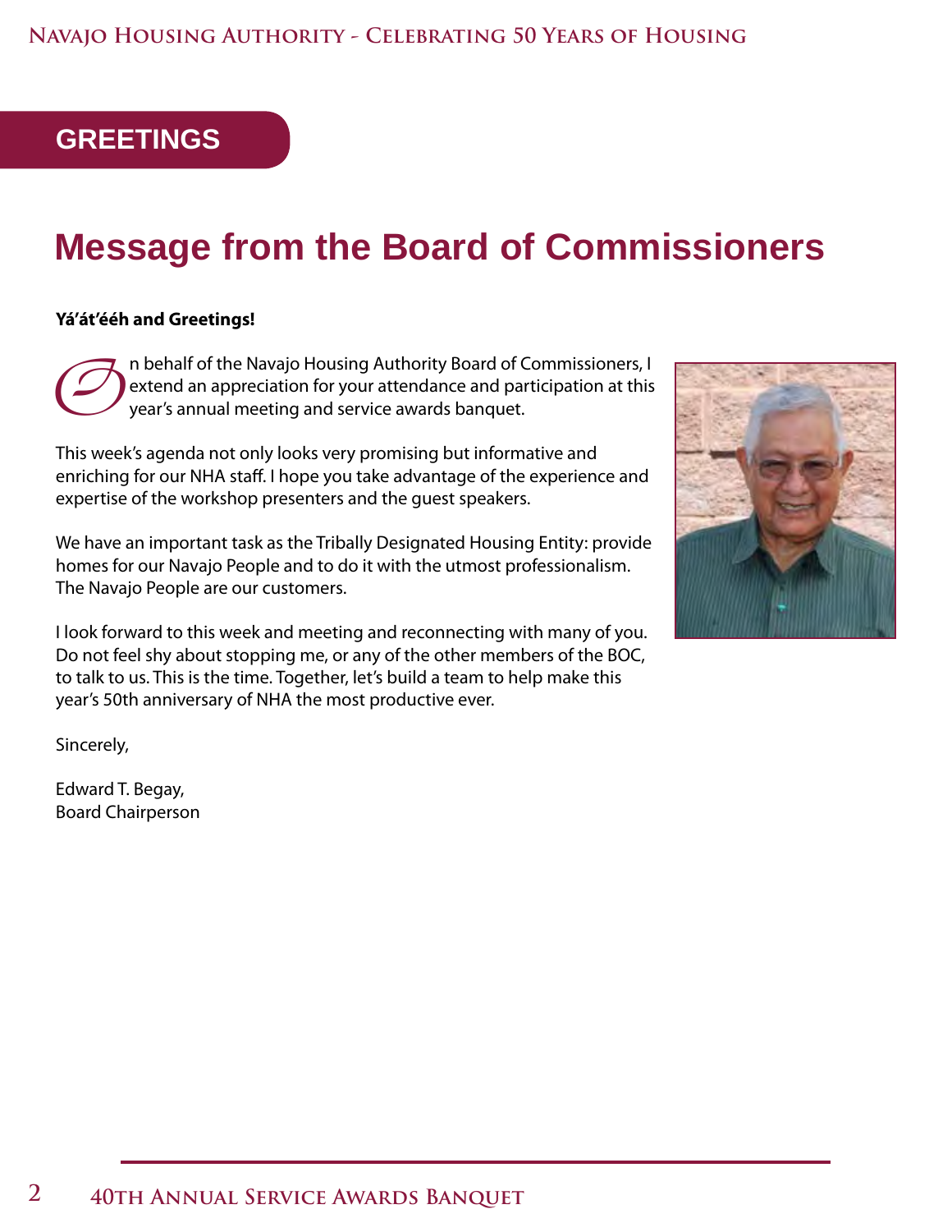## GREETINGS

# Message from the Board of Commissioners

**Yá'át'ééh and Greetings!**

On behalf of the Navajo Housing Authority Board of Commissioners, I extend an appreciation for your attendance and participation at this year's annual meeting and service awards banquet.

This week's agenda not only looks very promising but informative and enriching for our NHA staff. I hope you take advantage of the experience and expertise of the workshop presenters and the guest speakers.

We have an important task as the Tribally Designated Housing Entity: provide homes for our Navajo People and to do it with the utmost professionalism. The Navajo People are our customers.

I look forward to this week and meeting and reconnecting with many of you. Do not feel shy about stopping me, or any of the other members of the BOC, to talk to us. This is the time. Together, let's build a team to help make this year's 50th anniversary of NHA the most productive ever.

Sincerely,

Edward T. Begay,
Board Chairperson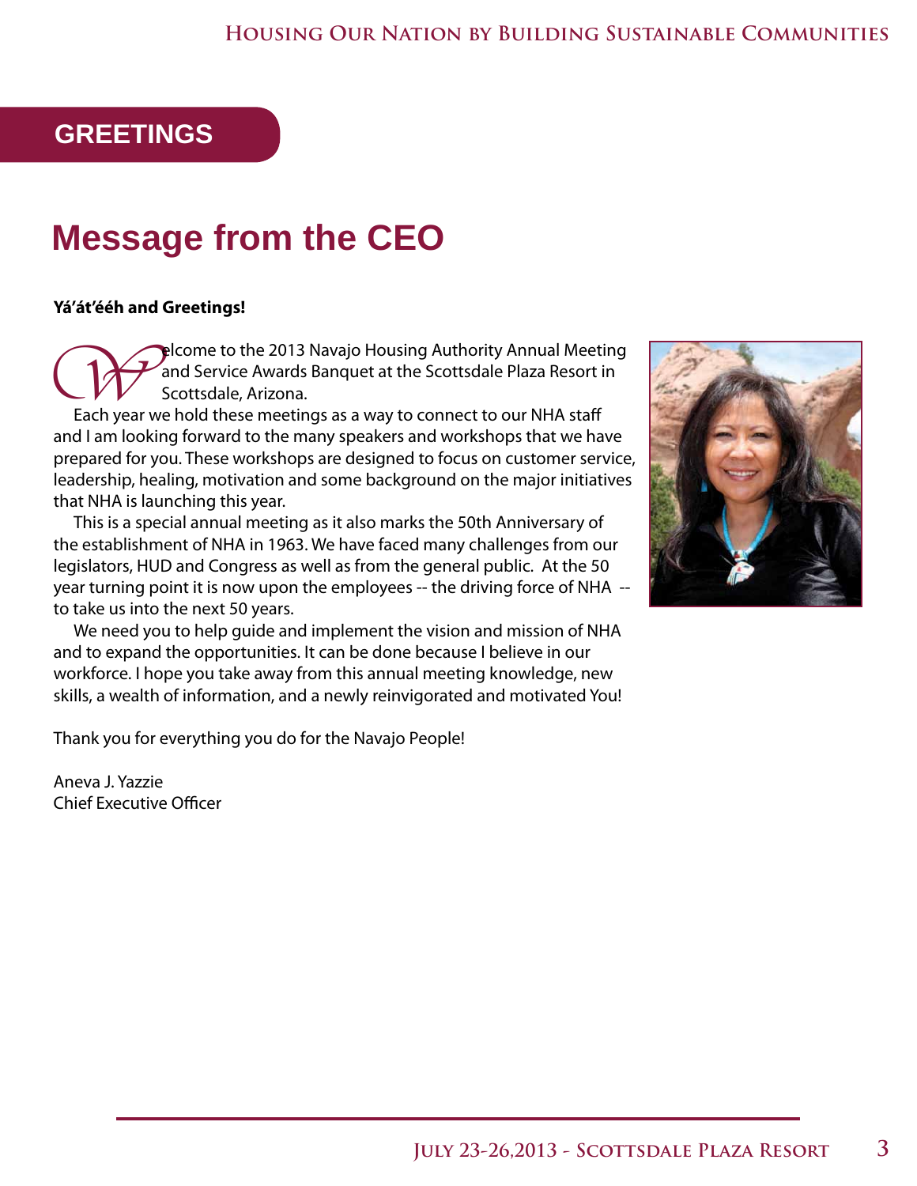## GREETINGS

# Message from the CEO

**Yá'át'ééh and Greetings!**

Welcome to the 2013 Navajo Housing Authority Annual Meeting and Service Awards Banquet at the Scottsdale Plaza Resort in Scottsdale, Arizona.

Each year we hold these meetings as a way to connect to our NHA staff and I am looking forward to the many speakers and workshops that we have prepared for you. These workshops are designed to focus on customer service, leadership, healing, motivation and some background on the major initiatives that NHA is launching this year.

This is a special annual meeting as it also marks the 50th Anniversary of the establishment of NHA in 1963. We have faced many challenges from our legislators, HUD and Congress as well as from the general public. At the 50 year turning point it is now upon the employees -- the driving force of NHA -- to take us into the next 50 years.

We need you to help guide and implement the vision and mission of NHA and to expand the opportunities. It can be done because I believe in our workforce. I hope you take away from this annual meeting knowledge, new skills, a wealth of information, and a newly reinvigorated and motivated You!

Thank you for everything you do for the Navajo People!

Aneva J. Yazzie
Chief Executive Officer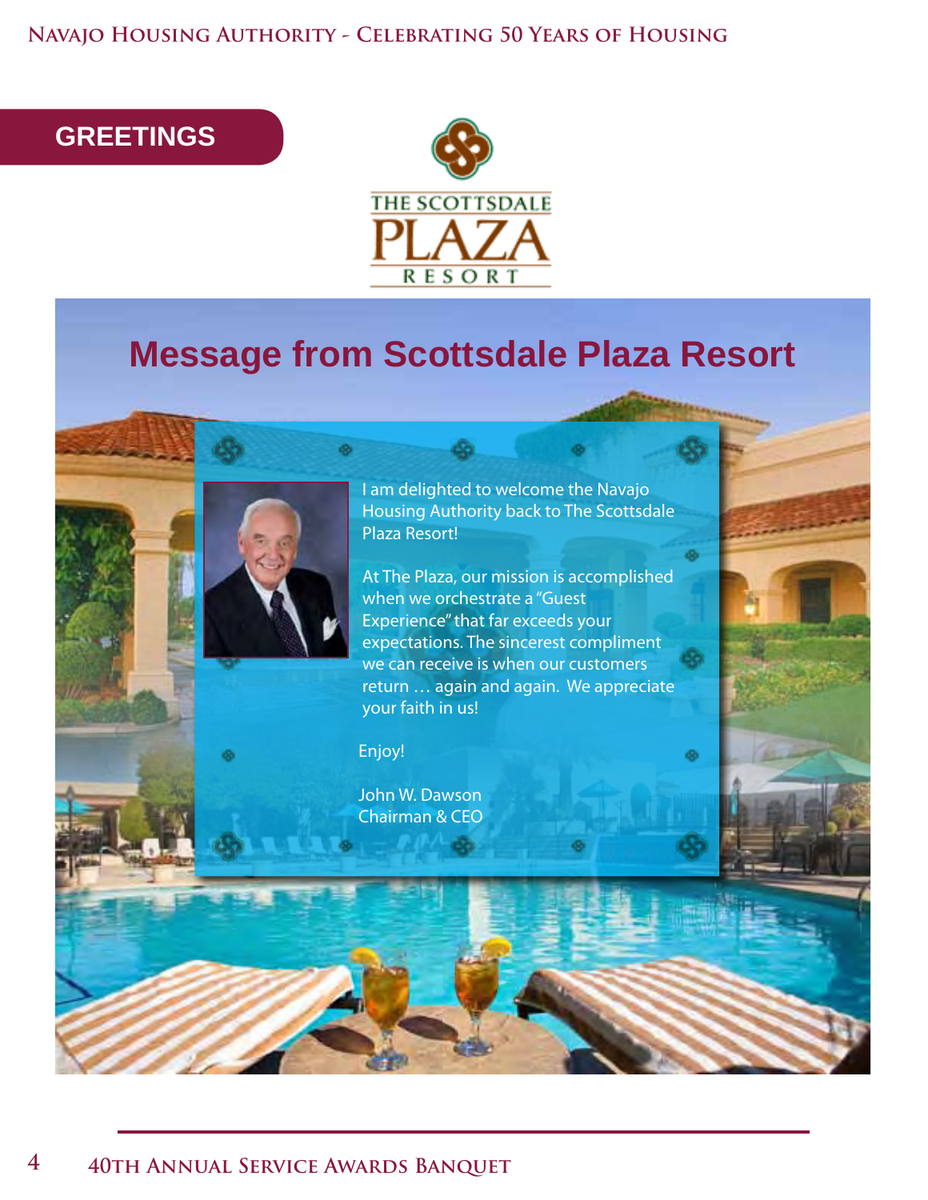## GREETINGS

THE SCOTTSDALE PLAZA RESORT

# Message from Scottsdale Plaza Resort

I am delighted to welcome the Navajo Housing Authority back to The Scottsdale Plaza Resort!

At The Plaza, our mission is accomplished when we orchestrate a "Guest Experience" that far exceeds your expectations. The sincerest compliment we can receive is when our customers return … again and again. We appreciate your faith in us!

Enjoy!

John W. Dawson
Chairman & CEO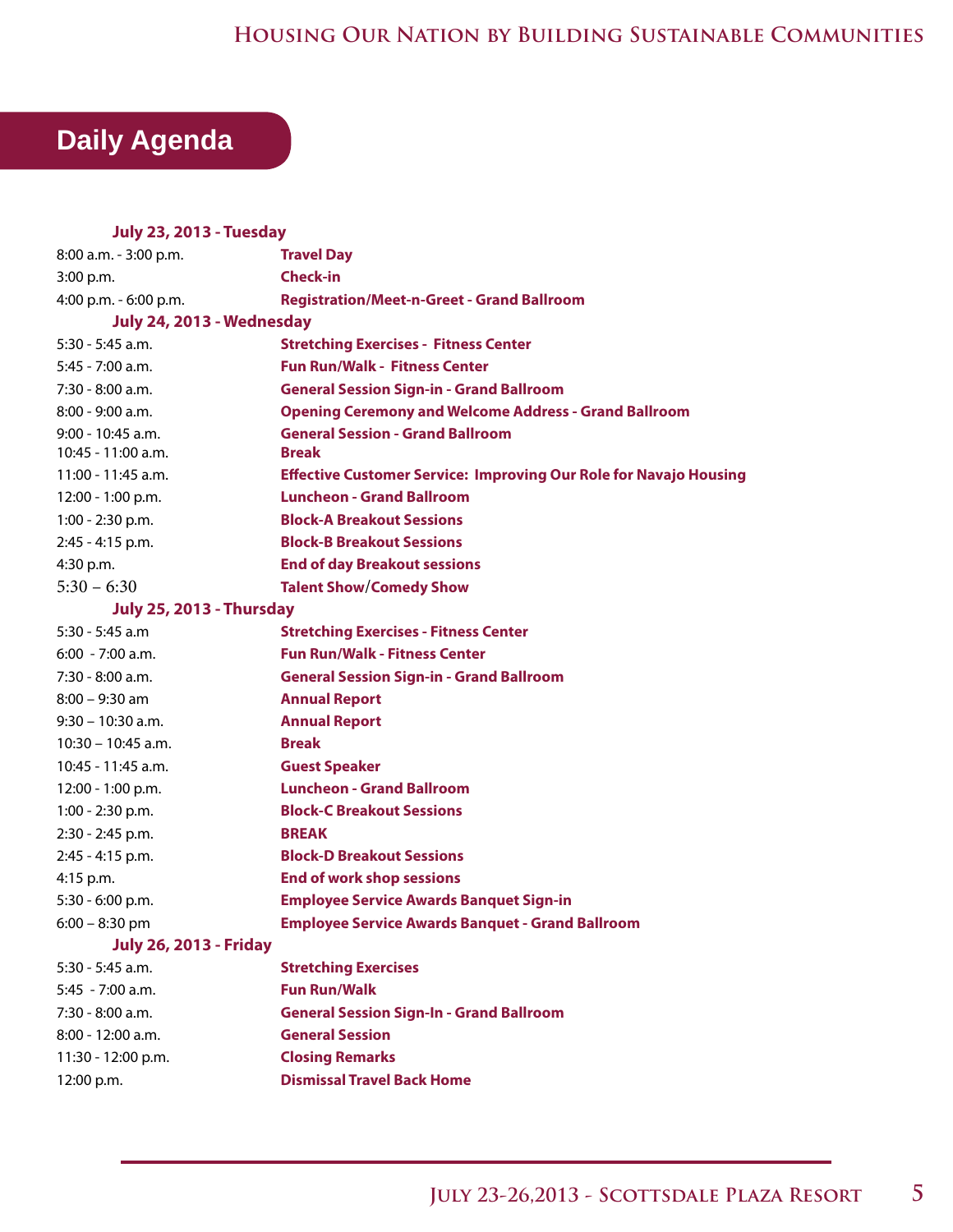# Daily Agenda

**July 23, 2013 - Tuesday**

| | |
|---|---|
| 8:00 a.m. - 3:00 p.m. | **Travel Day** |
| 3:00 p.m. | **Check-in** |
| 4:00 p.m. - 6:00 p.m. | **Registration/Meet-n-Greet - Grand Ballroom** |

**July 24, 2013 - Wednesday**

| | |
|---|---|
| 5:30 - 5:45 a.m. | **Stretching Exercises - Fitness Center** |
| 5:45 - 7:00 a.m. | **Fun Run/Walk - Fitness Center** |
| 7:30 - 8:00 a.m. | **General Session Sign-in - Grand Ballroom** |
| 8:00 - 9:00 a.m. | **Opening Ceremony and Welcome Address - Grand Ballroom** |
| 9:00 - 10:45 a.m. | **General Session - Grand Ballroom** |
| 10:45 - 11:00 a.m. | **Break** |
| 11:00 - 11:45 a.m. | **Effective Customer Service: Improving Our Role for Navajo Housing** |
| 12:00 - 1:00 p.m. | **Luncheon - Grand Ballroom** |
| 1:00 - 2:30 p.m. | **Block-A Breakout Sessions** |
| 2:45 - 4:15 p.m. | **Block-B Breakout Sessions** |
| 4:30 p.m. | **End of day Breakout sessions** |
| 5:30 – 6:30 | **Talent Show/Comedy Show** |

**July 25, 2013 - Thursday**

| | |
|---|---|
| 5:30 - 5:45 a.m | **Stretching Exercises - Fitness Center** |
| 6:00 - 7:00 a.m. | **Fun Run/Walk - Fitness Center** |
| 7:30 - 8:00 a.m. | **General Session Sign-in - Grand Ballroom** |
| 8:00 – 9:30 am | **Annual Report** |
| 9:30 – 10:30 a.m. | **Annual Report** |
| 10:30 – 10:45 a.m. | **Break** |
| 10:45 - 11:45 a.m. | **Guest Speaker** |
| 12:00 - 1:00 p.m. | **Luncheon - Grand Ballroom** |
| 1:00 - 2:30 p.m. | **Block-C Breakout Sessions** |
| 2:30 - 2:45 p.m. | **BREAK** |
| 2:45 - 4:15 p.m. | **Block-D Breakout Sessions** |
| 4:15 p.m. | **End of work shop sessions** |
| 5:30 - 6:00 p.m. | **Employee Service Awards Banquet Sign-in** |
| 6:00 – 8:30 pm | **Employee Service Awards Banquet - Grand Ballroom** |

**July 26, 2013 - Friday**

| | |
|---|---|
| 5:30 - 5:45 a.m. | **Stretching Exercises** |
| 5:45 - 7:00 a.m. | **Fun Run/Walk** |
| 7:30 - 8:00 a.m. | **General Session Sign-In - Grand Ballroom** |
| 8:00 - 12:00 a.m. | **General Session** |
| 11:30 - 12:00 p.m. | **Closing Remarks** |
| 12:00 p.m. | **Dismissal Travel Back Home** |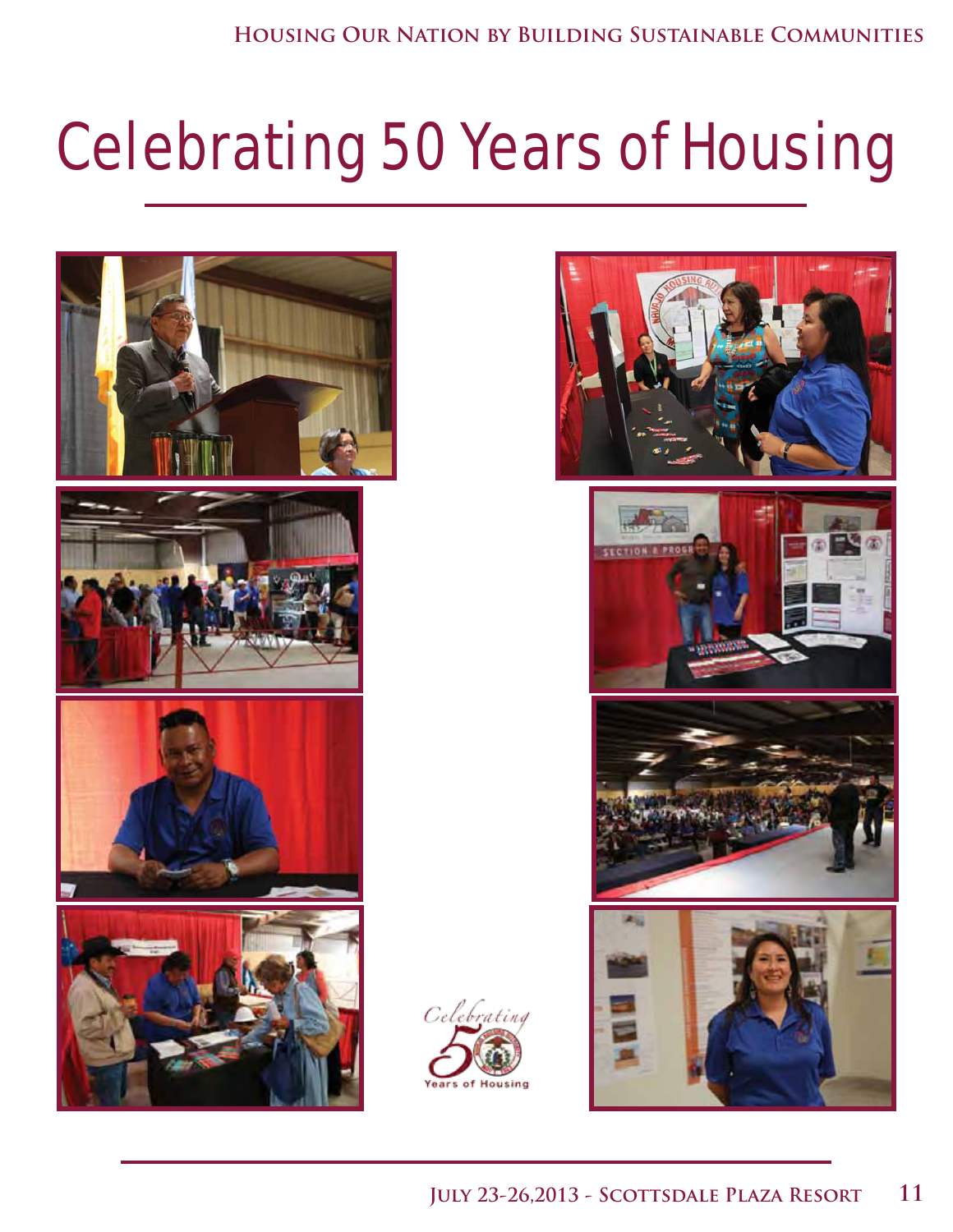# Celebrating 50 Years of Housing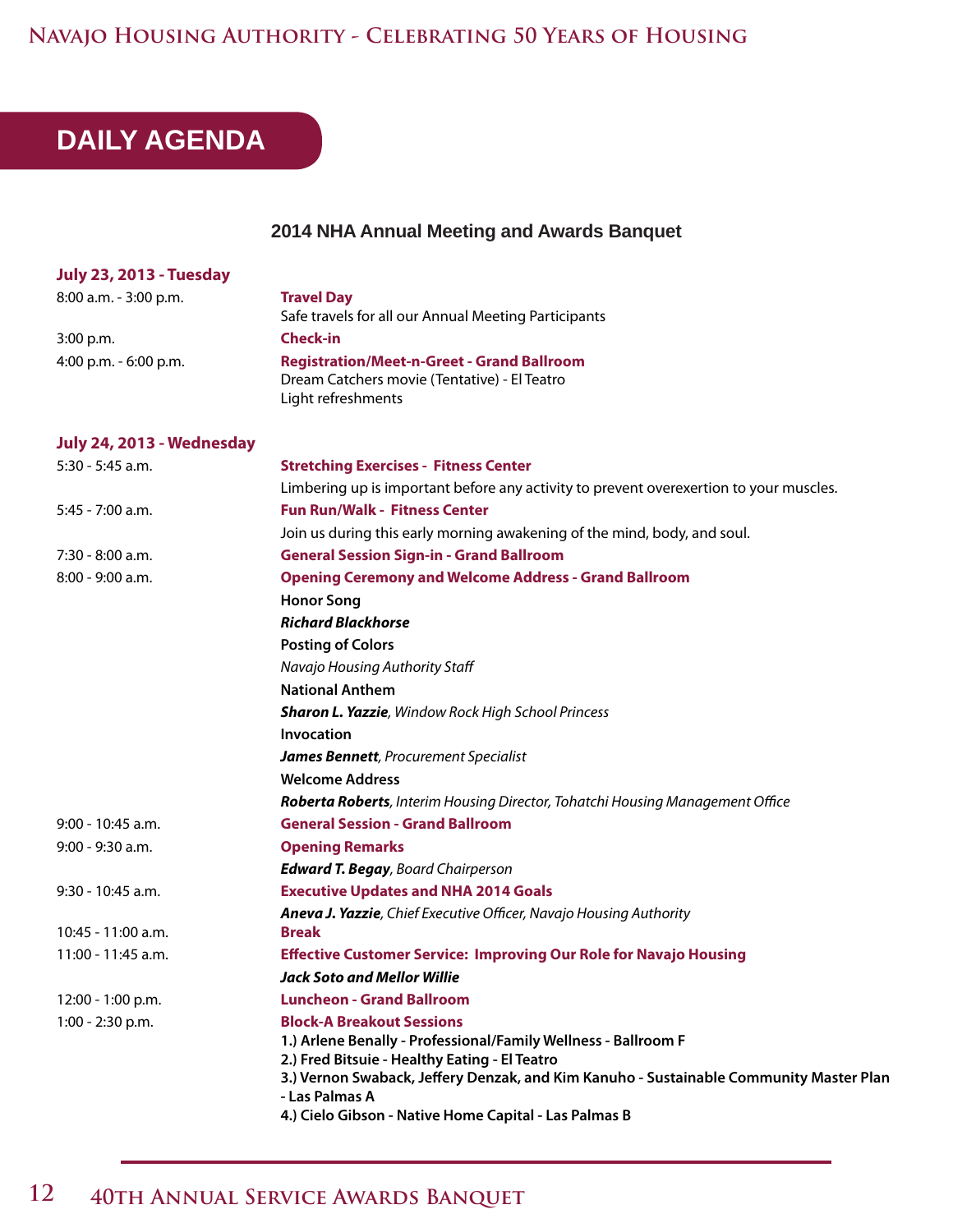# DAILY AGENDA

## 2014 NHA Annual Meeting and Awards Banquet

### July 23, 2013 - Tuesday

| Time | Event |
|---|---|
| 8:00 a.m. - 3:00 p.m. | **Travel Day**<br>Safe travels for all our Annual Meeting Participants |
| 3:00 p.m. | **Check-in** |
| 4:00 p.m. - 6:00 p.m. | **Registration/Meet-n-Greet - Grand Ballroom**<br>Dream Catchers movie (Tentative) - El Teatro<br>Light refreshments |

### July 24, 2013 - Wednesday

| Time | Event |
|---|---|
| 5:30 - 5:45 a.m. | **Stretching Exercises - Fitness Center**<br>Limbering up is important before any activity to prevent overexertion to your muscles. |
| 5:45 - 7:00 a.m. | **Fun Run/Walk - Fitness Center**<br>Join us during this early morning awakening of the mind, body, and soul. |
| 7:30 - 8:00 a.m. | **General Session Sign-in - Grand Ballroom** |
| 8:00 - 9:00 a.m. | **Opening Ceremony and Welcome Address - Grand Ballroom**<br>**Honor Song**<br>***Richard Blackhorse***<br>**Posting of Colors**<br>*Navajo Housing Authority Staff*<br>**National Anthem**<br>***Sharon L. Yazzie***, *Window Rock High School Princess*<br>**Invocation**<br>***James Bennett***, *Procurement Specialist*<br>**Welcome Address**<br>***Roberta Roberts***, *Interim Housing Director, Tohatchi Housing Management Office* |
| 9:00 - 10:45 a.m. | **General Session - Grand Ballroom** |
| 9:00 - 9:30 a.m. | **Opening Remarks**<br>***Edward T. Begay***, *Board Chairperson* |
| 9:30 - 10:45 a.m. | **Executive Updates and NHA 2014 Goals**<br>***Aneva J. Yazzie***, *Chief Executive Officer, Navajo Housing Authority* |
| 10:45 - 11:00 a.m. | **Break** |
| 11:00 - 11:45 a.m. | **Effective Customer Service: Improving Our Role for Navajo Housing**<br>***Jack Soto and Mellor Willie*** |
| 12:00 - 1:00 p.m. | **Luncheon - Grand Ballroom** |
| 1:00 - 2:30 p.m. | **Block-A Breakout Sessions**<br>**1.) Arlene Benally - Professional/Family Wellness - Ballroom F**<br>**2.) Fred Bitsuie - Healthy Eating - El Teatro**<br>**3.) Vernon Swaback, Jeffery Denzak, and Kim Kanuho - Sustainable Community Master Plan - Las Palmas A**<br>**4.) Cielo Gibson - Native Home Capital - Las Palmas B** |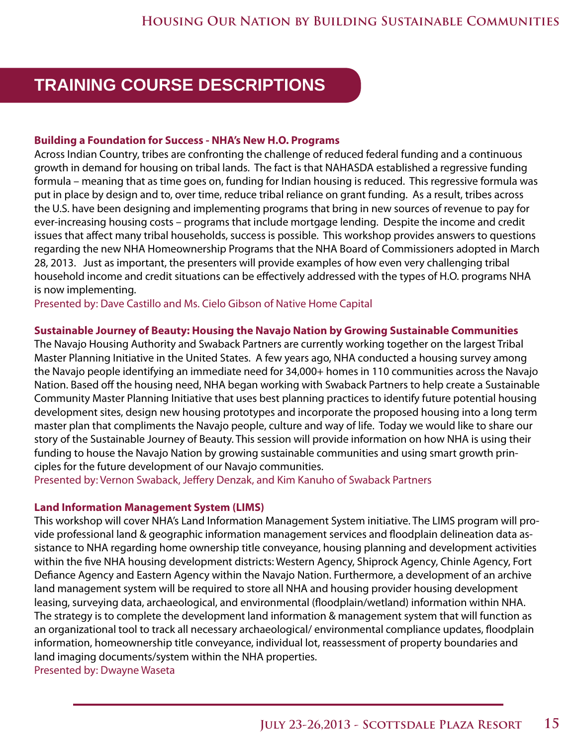## TRAINING COURSE DESCRIPTIONS

### Building a Foundation for Success - NHA's New H.O. Programs

Across Indian Country, tribes are confronting the challenge of reduced federal funding and a continuous growth in demand for housing on tribal lands. The fact is that NAHASDA established a regressive funding formula – meaning that as time goes on, funding for Indian housing is reduced. This regressive formula was put in place by design and to, over time, reduce tribal reliance on grant funding. As a result, tribes across the U.S. have been designing and implementing programs that bring in new sources of revenue to pay for ever-increasing housing costs – programs that include mortgage lending. Despite the income and credit issues that affect many tribal households, success is possible. This workshop provides answers to questions regarding the new NHA Homeownership Programs that the NHA Board of Commissioners adopted in March 28, 2013. Just as important, the presenters will provide examples of how even very challenging tribal household income and credit situations can be effectively addressed with the types of H.O. programs NHA is now implementing.

Presented by: Dave Castillo and Ms. Cielo Gibson of Native Home Capital

### Sustainable Journey of Beauty: Housing the Navajo Nation by Growing Sustainable Communities

The Navajo Housing Authority and Swaback Partners are currently working together on the largest Tribal Master Planning Initiative in the United States. A few years ago, NHA conducted a housing survey among the Navajo people identifying an immediate need for 34,000+ homes in 110 communities across the Navajo Nation. Based off the housing need, NHA began working with Swaback Partners to help create a Sustainable Community Master Planning Initiative that uses best planning practices to identify future potential housing development sites, design new housing prototypes and incorporate the proposed housing into a long term master plan that compliments the Navajo people, culture and way of life. Today we would like to share our story of the Sustainable Journey of Beauty. This session will provide information on how NHA is using their funding to house the Navajo Nation by growing sustainable communities and using smart growth principles for the future development of our Navajo communities.

Presented by: Vernon Swaback, Jeffery Denzak, and Kim Kanuho of Swaback Partners

### Land Information Management System (LIMS)

This workshop will cover NHA's Land Information Management System initiative. The LIMS program will provide professional land & geographic information management services and floodplain delineation data assistance to NHA regarding home ownership title conveyance, housing planning and development activities within the five NHA housing development districts: Western Agency, Shiprock Agency, Chinle Agency, Fort Defiance Agency and Eastern Agency within the Navajo Nation. Furthermore, a development of an archive land management system will be required to store all NHA and housing provider housing development leasing, surveying data, archaeological, and environmental (floodplain/wetland) information within NHA. The strategy is to complete the development land information & management system that will function as an organizational tool to track all necessary archaeological/ environmental compliance updates, floodplain information, homeownership title conveyance, individual lot, reassessment of property boundaries and land imaging documents/system within the NHA properties.

Presented by: Dwayne Waseta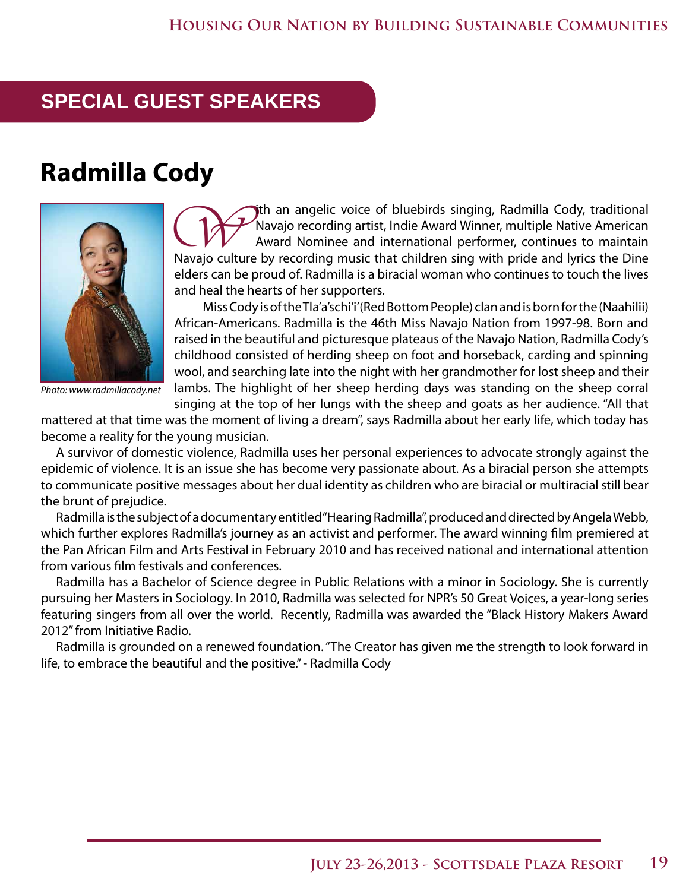## SPECIAL GUEST SPEAKERS

# Radmilla Cody

*Photo: www.radmillacody.net*

With an angelic voice of bluebirds singing, Radmilla Cody, traditional Navajo recording artist, Indie Award Winner, multiple Native American Award Nominee and international performer, continues to maintain Navajo culture by recording music that children sing with pride and lyrics the Dine elders can be proud of. Radmilla is a biracial woman who continues to touch the lives and heal the hearts of her supporters.

Miss Cody is of the Tla'a'schi'i' (Red Bottom People) clan and is born for the (Naahilii) African-Americans. Radmilla is the 46th Miss Navajo Nation from 1997-98. Born and raised in the beautiful and picturesque plateaus of the Navajo Nation, Radmilla Cody's childhood consisted of herding sheep on foot and horseback, carding and spinning wool, and searching late into the night with her grandmother for lost sheep and their lambs. The highlight of her sheep herding days was standing on the sheep corral singing at the top of her lungs with the sheep and goats as her audience. "All that mattered at that time was the moment of living a dream", says Radmilla about her early life, which today has become a reality for the young musician.

A survivor of domestic violence, Radmilla uses her personal experiences to advocate strongly against the epidemic of violence. It is an issue she has become very passionate about. As a biracial person she attempts to communicate positive messages about her dual identity as children who are biracial or multiracial still bear the brunt of prejudice.

Radmilla is the subject of a documentary entitled "Hearing Radmilla", produced and directed by Angela Webb, which further explores Radmilla's journey as an activist and performer. The award winning film premiered at the Pan African Film and Arts Festival in February 2010 and has received national and international attention from various film festivals and conferences.

Radmilla has a Bachelor of Science degree in Public Relations with a minor in Sociology. She is currently pursuing her Masters in Sociology. In 2010, Radmilla was selected for NPR's 50 Great Voices, a year-long series featuring singers from all over the world. Recently, Radmilla was awarded the "Black History Makers Award 2012" from Initiative Radio.

Radmilla is grounded on a renewed foundation. "The Creator has given me the strength to look forward in life, to embrace the beautiful and the positive." - Radmilla Cody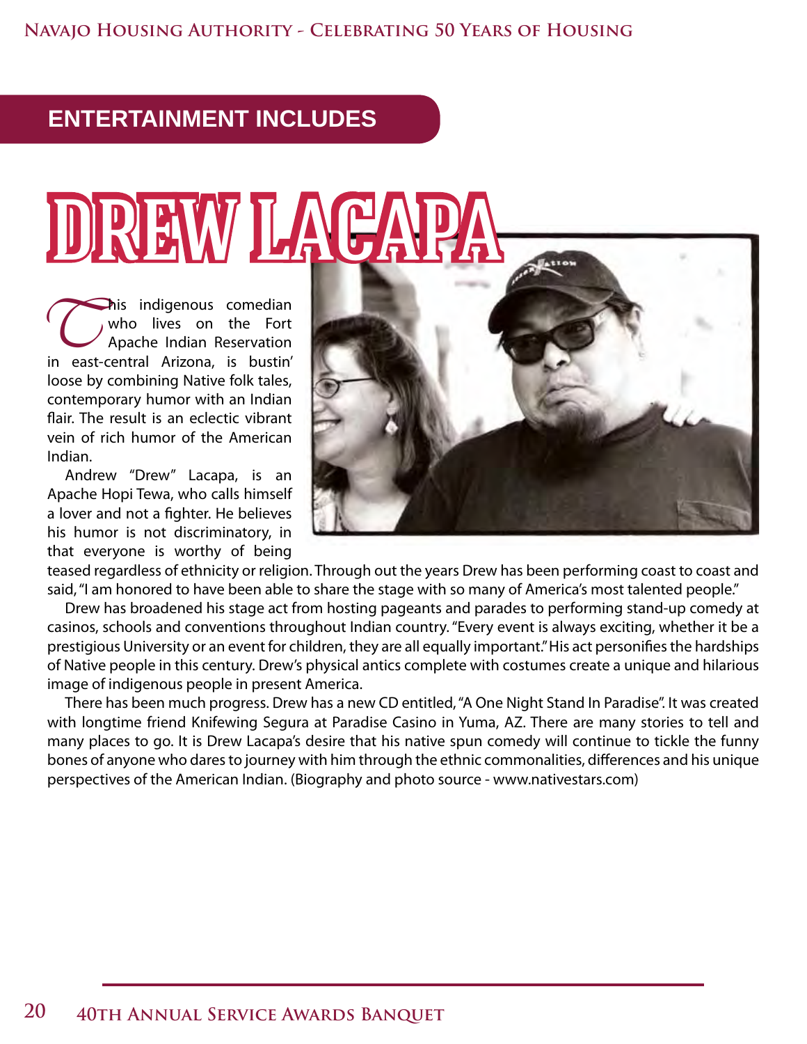## ENTERTAINMENT INCLUDES

# DREW LACAPA

This indigenous comedian who lives on the Fort Apache Indian Reservation in east-central Arizona, is bustin' loose by combining Native folk tales, contemporary humor with an Indian flair. The result is an eclectic vibrant vein of rich humor of the American Indian.

Andrew "Drew" Lacapa, is an Apache Hopi Tewa, who calls himself a lover and not a fighter. He believes his humor is not discriminatory, in that everyone is worthy of being teased regardless of ethnicity or religion. Through out the years Drew has been performing coast to coast and said, "I am honored to have been able to share the stage with so many of America's most talented people."

Drew has broadened his stage act from hosting pageants and parades to performing stand-up comedy at casinos, schools and conventions throughout Indian country. "Every event is always exciting, whether it be a prestigious University or an event for children, they are all equally important." His act personifies the hardships of Native people in this century. Drew's physical antics complete with costumes create a unique and hilarious image of indigenous people in present America.

There has been much progress. Drew has a new CD entitled, "A One Night Stand In Paradise". It was created with longtime friend Knifewing Segura at Paradise Casino in Yuma, AZ. There are many stories to tell and many places to go. It is Drew Lacapa's desire that his native spun comedy will continue to tickle the funny bones of anyone who dares to journey with him through the ethnic commonalities, differences and his unique perspectives of the American Indian. (Biography and photo source - www.nativestars.com)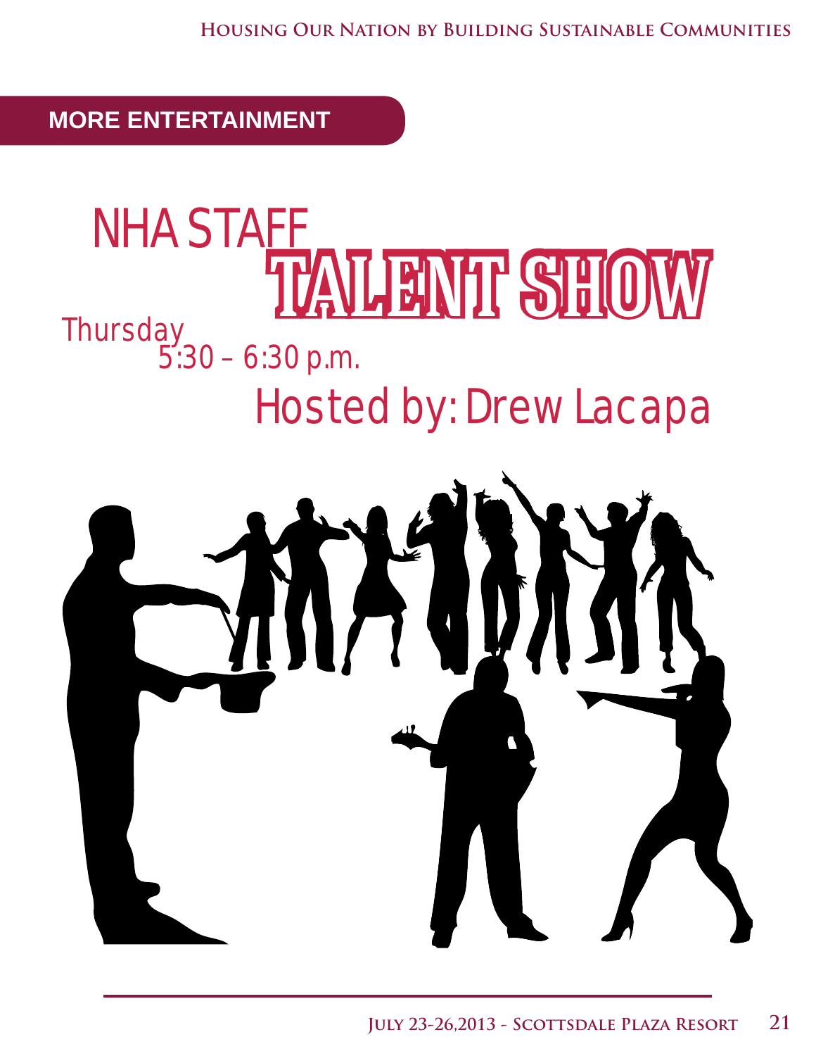## MORE ENTERTAINMENT

# NHA STAFF TALENT SHOW

Thursday
5:30 – 6:30 p.m.

Hosted by: Drew Lacapa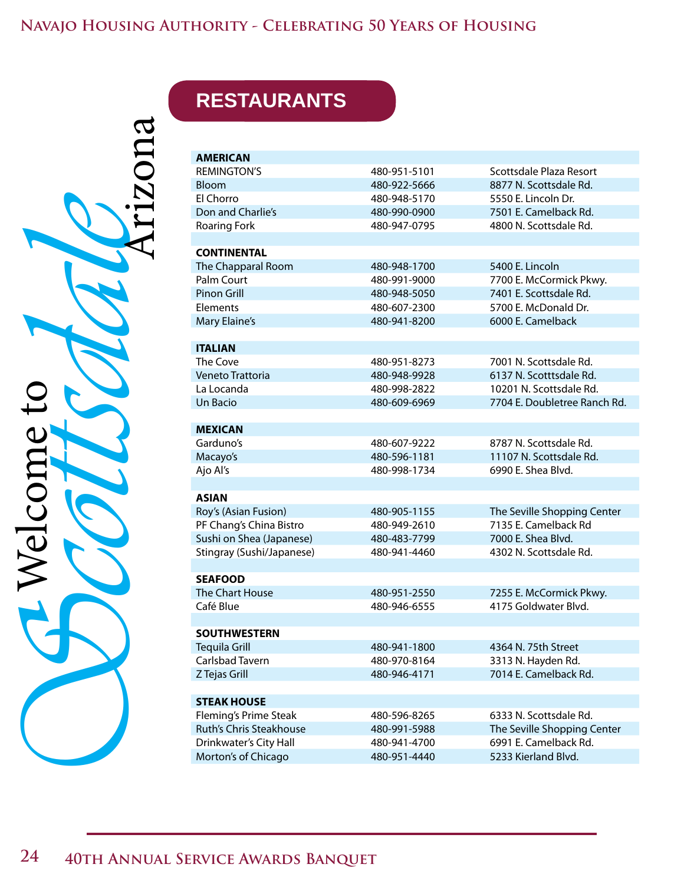Welcome to Scottsdale Arizona

## RESTAURANTS

| | | |
|---|---|---|
| **AMERICAN** | | |
| REMINGTON'S | 480-951-5101 | Scottsdale Plaza Resort |
| Bloom | 480-922-5666 | 8877 N. Scottsdale Rd. |
| El Chorro | 480-948-5170 | 5550 E. Lincoln Dr. |
| Don and Charlie's | 480-990-0900 | 7501 E. Camelback Rd. |
| Roaring Fork | 480-947-0795 | 4800 N. Scottsdale Rd. |
| | | |
| **CONTINENTAL** | | |
| The Chapparal Room | 480-948-1700 | 5400 E. Lincoln |
| Palm Court | 480-991-9000 | 7700 E. McCormick Pkwy. |
| Pinon Grill | 480-948-5050 | 7401 E. Scottsdale Rd. |
| Elements | 480-607-2300 | 5700 E. McDonald Dr. |
| Mary Elaine's | 480-941-8200 | 6000 E. Camelback |
| | | |
| **ITALIAN** | | |
| The Cove | 480-951-8273 | 7001 N. Scottsdale Rd. |
| Veneto Trattoria | 480-948-9928 | 6137 N. Scotttsdale Rd. |
| La Locanda | 480-998-2822 | 10201 N. Scottsdale Rd. |
| Un Bacio | 480-609-6969 | 7704 E. Doubletree Ranch Rd. |
| | | |
| **MEXICAN** | | |
| Garduno's | 480-607-9222 | 8787 N. Scottsdale Rd. |
| Macayo's | 480-596-1181 | 11107 N. Scottsdale Rd. |
| Ajo Al's | 480-998-1734 | 6990 E. Shea Blvd. |
| | | |
| **ASIAN** | | |
| Roy's (Asian Fusion) | 480-905-1155 | The Seville Shopping Center |
| PF Chang's China Bistro | 480-949-2610 | 7135 E. Camelback Rd |
| Sushi on Shea (Japanese) | 480-483-7799 | 7000 E. Shea Blvd. |
| Stingray (Sushi/Japanese) | 480-941-4460 | 4302 N. Scottsdale Rd. |
| | | |
| **SEAFOOD** | | |
| The Chart House | 480-951-2550 | 7255 E. McCormick Pkwy. |
| Café Blue | 480-946-6555 | 4175 Goldwater Blvd. |
| | | |
| **SOUTHWESTERN** | | |
| Tequila Grill | 480-941-1800 | 4364 N. 75th Street |
| Carlsbad Tavern | 480-970-8164 | 3313 N. Hayden Rd. |
| Z Tejas Grill | 480-946-4171 | 7014 E. Camelback Rd. |
| | | |
| **STEAK HOUSE** | | |
| Fleming's Prime Steak | 480-596-8265 | 6333 N. Scottsdale Rd. |
| Ruth's Chris Steakhouse | 480-991-5988 | The Seville Shopping Center |
| Drinkwater's City Hall | 480-941-4700 | 6991 E. Camelback Rd. |
| Morton's of Chicago | 480-951-4440 | 5233 Kierland Blvd. |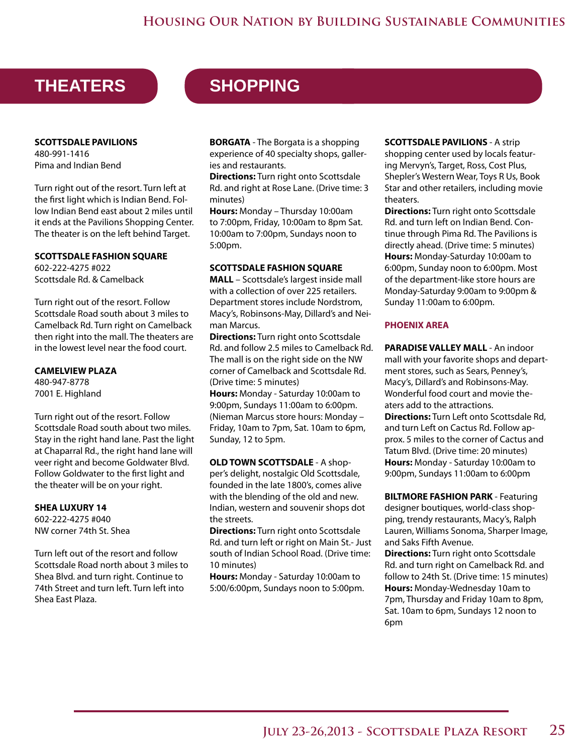## THEATERS

**SCOTTSDALE PAVILIONS**
480-991-1416
Pima and Indian Bend

Turn right out of the resort. Turn left at the first light which is Indian Bend. Follow Indian Bend east about 2 miles until it ends at the Pavilions Shopping Center. The theater is on the left behind Target.

**SCOTTSDALE FASHION SQUARE**
602-222-4275 #022
Scottsdale Rd. & Camelback

Turn right out of the resort. Follow Scottsdale Road south about 3 miles to Camelback Rd. Turn right on Camelback then right into the mall. The theaters are in the lowest level near the food court.

**CAMELVIEW PLAZA**
480-947-8778
7001 E. Highland

Turn right out of the resort. Follow Scottsdale Road south about two miles. Stay in the right hand lane. Past the light at Chaparral Rd., the right hand lane will veer right and become Goldwater Blvd. Follow Goldwater to the first light and the theater will be on your right.

**SHEA LUXURY 14**
602-222-4275 #040
NW corner 74th St. Shea

Turn left out of the resort and follow Scottsdale Road north about 3 miles to Shea Blvd. and turn right. Continue to 74th Street and turn left. Turn left into Shea East Plaza.

## SHOPPING

**BORGATA** - The Borgata is a shopping experience of 40 specialty shops, galleries and restaurants.
**Directions:** Turn right onto Scottsdale Rd. and right at Rose Lane. (Drive time: 3 minutes)
**Hours:** Monday – Thursday 10:00am to 7:00pm, Friday, 10:00am to 8pm Sat. 10:00am to 7:00pm, Sundays noon to 5:00pm.

**SCOTTSDALE FASHION SQUARE MALL** – Scottsdale's largest inside mall with a collection of over 225 retailers. Department stores include Nordstrom, Macy's, Robinsons-May, Dillard's and Neiman Marcus.
**Directions:** Turn right onto Scottsdale Rd. and follow 2.5 miles to Camelback Rd. The mall is on the right side on the NW corner of Camelback and Scottsdale Rd. (Drive time: 5 minutes)
**Hours:** Monday - Saturday 10:00am to 9:00pm, Sundays 11:00am to 6:00pm. (Nieman Marcus store hours: Monday – Friday, 10am to 7pm, Sat. 10am to 6pm, Sunday, 12 to 5pm.

**OLD TOWN SCOTTSDALE** - A shopper's delight, nostalgic Old Scottsdale, founded in the late 1800's, comes alive with the blending of the old and new. Indian, western and souvenir shops dot the streets.
**Directions:** Turn right onto Scottsdale Rd. and turn left or right on Main St.- Just south of Indian School Road. (Drive time: 10 minutes)
**Hours:** Monday - Saturday 10:00am to 5:00/6:00pm, Sundays noon to 5:00pm.

**SCOTTSDALE PAVILIONS** - A strip shopping center used by locals featuring Mervyn's, Target, Ross, Cost Plus, Shepler's Western Wear, Toys R Us, Book Star and other retailers, including movie theaters.
**Directions:** Turn right onto Scottsdale Rd. and turn left on Indian Bend. Continue through Pima Rd. The Pavilions is directly ahead. (Drive time: 5 minutes)
**Hours:** Monday-Saturday 10:00am to 6:00pm, Sunday noon to 6:00pm. Most of the department-like store hours are Monday-Saturday 9:00am to 9:00pm & Sunday 11:00am to 6:00pm.

### PHOENIX AREA

**PARADISE VALLEY MALL** - An indoor mall with your favorite shops and department stores, such as Sears, Penney's, Macy's, Dillard's and Robinsons-May. Wonderful food court and movie theaters add to the attractions.
**Directions:** Turn Left onto Scottsdale Rd, and turn Left on Cactus Rd. Follow approx. 5 miles to the corner of Cactus and Tatum Blvd. (Drive time: 20 minutes)
**Hours:** Monday - Saturday 10:00am to 9:00pm, Sundays 11:00am to 6:00pm

**BILTMORE FASHION PARK** - Featuring designer boutiques, world-class shopping, trendy restaurants, Macy's, Ralph Lauren, Williams Sonoma, Sharper Image, and Saks Fifth Avenue.
**Directions:** Turn right onto Scottsdale Rd. and turn right on Camelback Rd. and follow to 24th St. (Drive time: 15 minutes)
**Hours:** Monday-Wednesday 10am to 7pm, Thursday and Friday 10am to 8pm, Sat. 10am to 6pm, Sundays 12 noon to 6pm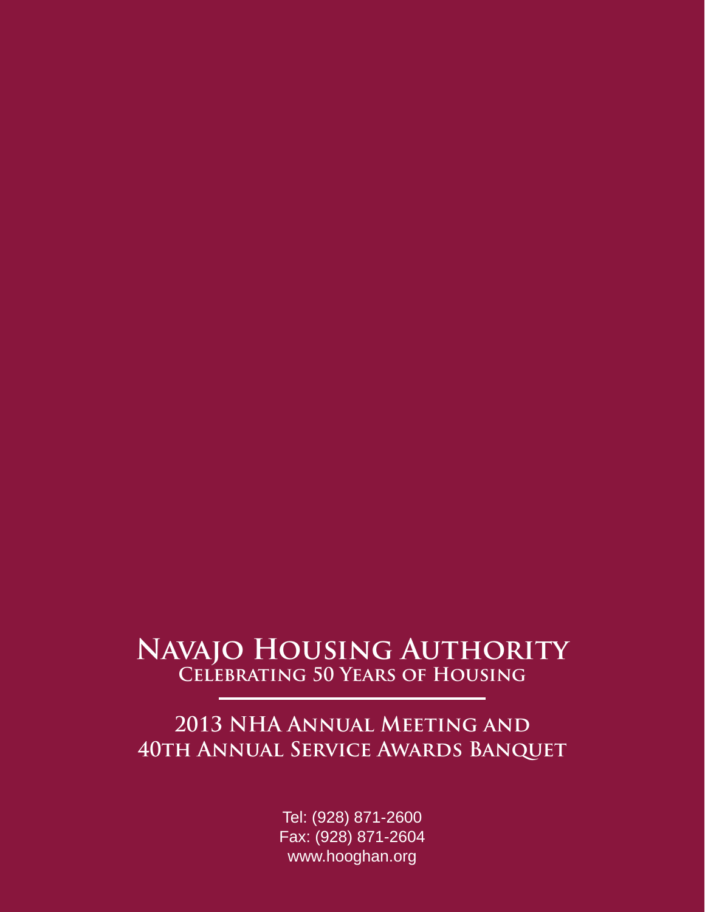# Navajo Housing Authority

## Celebrating 50 Years of Housing

---

## 2013 NHA Annual Meeting and 40th Annual Service Awards Banquet

Tel: (928) 871-2600
Fax: (928) 871-2604
www.hooghan.org